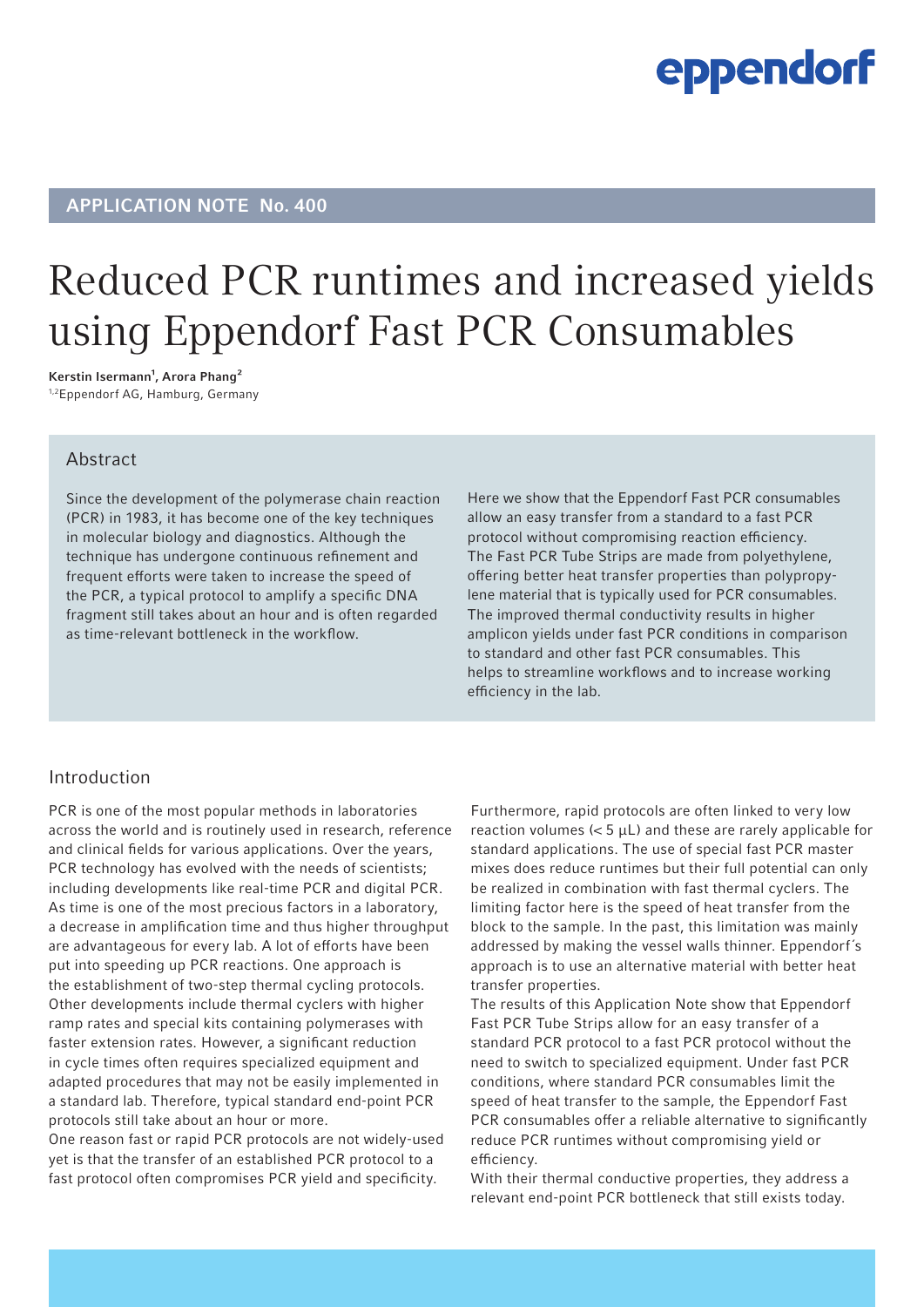eppendorf

APPLICATION NOTE No. 400

# Reduced PCR runtimes and increased yields using Eppendorf Fast PCR Consumables

**Kerstin Isermann[1], Arora Phang[2]**
[1,2]Eppendorf AG, Hamburg, Germany

## Abstract

Since the development of the polymerase chain reaction (PCR) in 1983, it has become one of the key techniques in molecular biology and diagnostics. Although the technique has undergone continuous refinement and frequent efforts were taken to increase the speed of the PCR, a typical protocol to amplify a specific DNA fragment still takes about an hour and is often regarded as time-relevant bottleneck in the workflow.

Here we show that the Eppendorf Fast PCR consumables allow an easy transfer from a standard to a fast PCR protocol without compromising reaction efficiency. The Fast PCR Tube Strips are made from polyethylene, offering better heat transfer properties than polypropylene material that is typically used for PCR consumables. The improved thermal conductivity results in higher amplicon yields under fast PCR conditions in comparison to standard and other fast PCR consumables. This helps to streamline workflows and to increase working efficiency in the lab.

## Introduction

PCR is one of the most popular methods in laboratories across the world and is routinely used in research, reference and clinical fields for various applications. Over the years, PCR technology has evolved with the needs of scientists; including developments like real-time PCR and digital PCR. As time is one of the most precious factors in a laboratory, a decrease in amplification time and thus higher throughput are advantageous for every lab. A lot of efforts have been put into speeding up PCR reactions. One approach is the establishment of two-step thermal cycling protocols. Other developments include thermal cyclers with higher ramp rates and special kits containing polymerases with faster extension rates. However, a significant reduction in cycle times often requires specialized equipment and adapted procedures that may not be easily implemented in a standard lab. Therefore, typical standard end-point PCR protocols still take about an hour or more.

One reason fast or rapid PCR protocols are not widely-used yet is that the transfer of an established PCR protocol to a fast protocol often compromises PCR yield and specificity.

Furthermore, rapid protocols are often linked to very low reaction volumes (< 5 µL) and these are rarely applicable for standard applications. The use of special fast PCR master mixes does reduce runtimes but their full potential can only be realized in combination with fast thermal cyclers. The limiting factor here is the speed of heat transfer from the block to the sample. In the past, this limitation was mainly addressed by making the vessel walls thinner. Eppendorf´s approach is to use an alternative material with better heat transfer properties.

The results of this Application Note show that Eppendorf Fast PCR Tube Strips allow for an easy transfer of a standard PCR protocol to a fast PCR protocol without the need to switch to specialized equipment. Under fast PCR conditions, where standard PCR consumables limit the speed of heat transfer to the sample, the Eppendorf Fast PCR consumables offer a reliable alternative to significantly reduce PCR runtimes without compromising yield or efficiency.

With their thermal conductive properties, they address a relevant end-point PCR bottleneck that still exists today.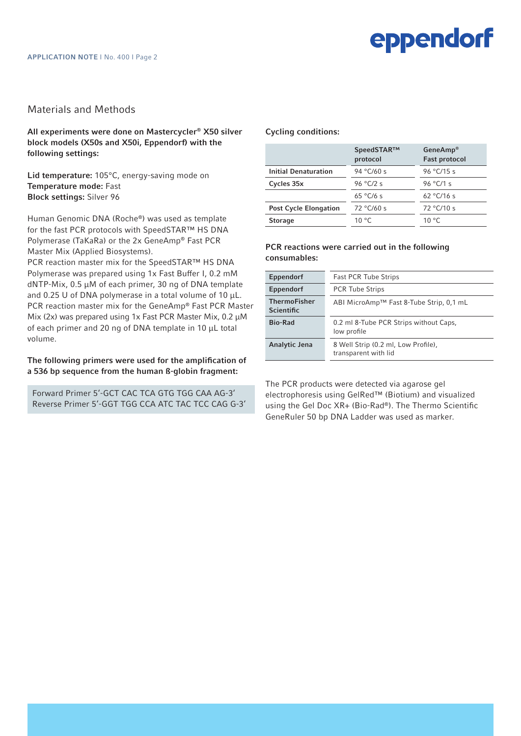## Materials and Methods

**All experiments were done on Mastercycler® X50 silver block models (X50s and X50i, Eppendorf) with the following settings:**

**Lid temperature:** 105°C, energy-saving mode on
**Temperature mode:** Fast
**Block settings:** Silver 96

Human Genomic DNA (Roche®) was used as template for the fast PCR protocols with SpeedSTAR™ HS DNA Polymerase (TaKaRa) or the 2x GeneAmp® Fast PCR Master Mix (Applied Biosystems).
PCR reaction master mix for the SpeedSTAR™ HS DNA Polymerase was prepared using 1x Fast Buffer I, 0.2 mM dNTP-Mix, 0.5 µM of each primer, 30 ng of DNA template and 0.25 U of DNA polymerase in a total volume of 10 µL.
PCR reaction master mix for the GeneAmp® Fast PCR Master Mix (2x) was prepared using 1x Fast PCR Master Mix, 0.2 µM of each primer and 20 ng of DNA template in 10 µL total volume.

**The following primers were used for the amplification of a 536 bp sequence from the human ß-globin fragment:**

Forward Primer 5'-GCT CAC TCA GTG TGG CAA AG-3'
Reverse Primer 5'-GGT TGG CCA ATC TAC TCC CAG G-3'

**Cycling conditions:**

| | SpeedSTAR™ protocol | GeneAmp® Fast protocol |
|---|---|---|
| **Initial Denaturation** | 94 °C/60 s | 96 °C/15 s |
| **Cycles 35x** | 96 °C/2 s | 96 °C/1 s |
| | 65 °C/6 s | 62 °C/16 s |
| **Post Cycle Elongation** | 72 °C/60 s | 72 °C/10 s |
| **Storage** | 10 °C | 10 °C |

**PCR reactions were carried out in the following consumables:**

| | |
|---|---|
| **Eppendorf** | Fast PCR Tube Strips |
| **Eppendorf** | PCR Tube Strips |
| **ThermoFisher Scientific** | ABI MicroAmp™ Fast 8-Tube Strip, 0,1 mL |
| **Bio-Rad** | 0.2 ml 8-Tube PCR Strips without Caps, low profile |
| **Analytic Jena** | 8 Well Strip (0.2 ml, Low Profile), transparent with lid |

The PCR products were detected via agarose gel electrophoresis using GelRed™ (Biotium) and visualized using the Gel Doc XR+ (Bio-Rad®). The Thermo Scientific GeneRuler 50 bp DNA Ladder was used as marker.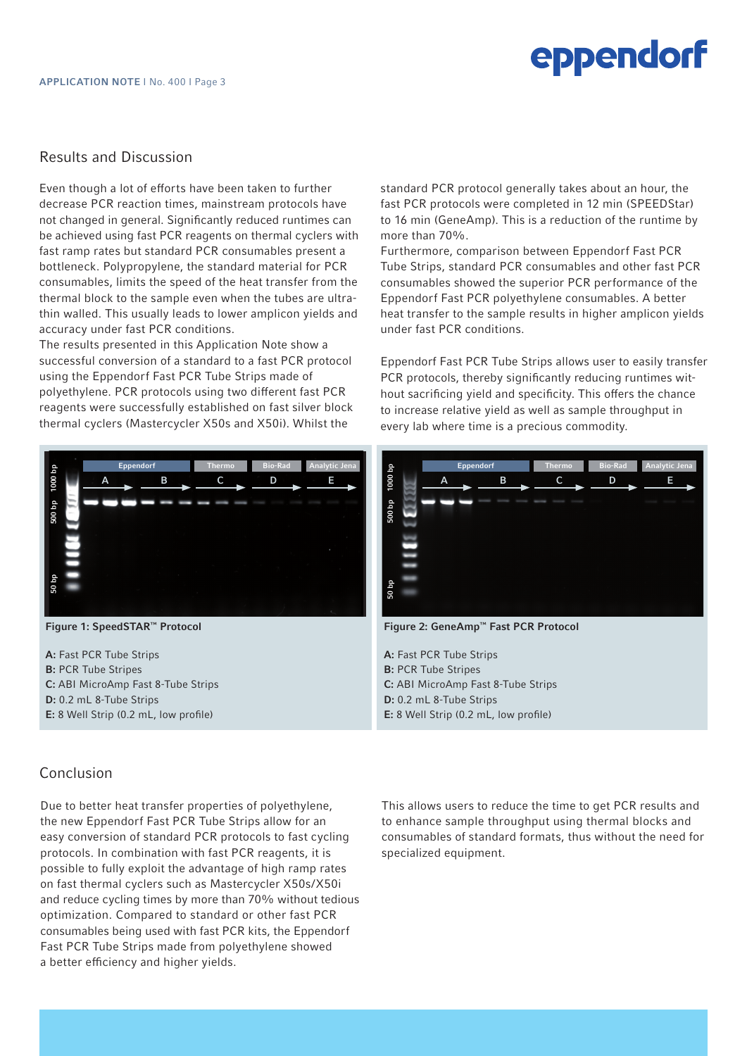## Results and Discussion

Even though a lot of efforts have been taken to further decrease PCR reaction times, mainstream protocols have not changed in general. Significantly reduced runtimes can be achieved using fast PCR reagents on thermal cyclers with fast ramp rates but standard PCR consumables present a bottleneck. Polypropylene, the standard material for PCR consumables, limits the speed of the heat transfer from the thermal block to the sample even when the tubes are ultra-thin walled. This usually leads to lower amplicon yields and accuracy under fast PCR conditions.

The results presented in this Application Note show a successful conversion of a standard to a fast PCR protocol using the Eppendorf Fast PCR Tube Strips made of polyethylene. PCR protocols using two different fast PCR reagents were successfully established on fast silver block thermal cyclers (Mastercycler X50s and X50i). Whilst the standard PCR protocol generally takes about an hour, the fast PCR protocols were completed in 12 min (SPEEDStar) to 16 min (GeneAmp). This is a reduction of the runtime by more than 70%.

Furthermore, comparison between Eppendorf Fast PCR Tube Strips, standard PCR consumables and other fast PCR consumables showed the superior PCR performance of the Eppendorf Fast PCR polyethylene consumables. A better heat transfer to the sample results in higher amplicon yields under fast PCR conditions.

Eppendorf Fast PCR Tube Strips allows user to easily transfer PCR protocols, thereby significantly reducing runtimes without sacrificing yield and specificity. This offers the chance to increase relative yield as well as sample throughput in every lab where time is a precious commodity.

**Figure 1: SpeedSTAR™ Protocol**

**A:** Fast PCR Tube Strips
**B:** PCR Tube Stripes
**C:** ABI MicroAmp Fast 8-Tube Strips
**D:** 0.2 mL 8-Tube Strips
**E:** 8 Well Strip (0.2 mL, low profile)

**Figure 2: GeneAmp™ Fast PCR Protocol**

**A:** Fast PCR Tube Strips
**B:** PCR Tube Stripes
**C:** ABI MicroAmp Fast 8-Tube Strips
**D:** 0.2 mL 8-Tube Strips
**E:** 8 Well Strip (0.2 mL, low profile)

## Conclusion

Due to better heat transfer properties of polyethylene, the new Eppendorf Fast PCR Tube Strips allow for an easy conversion of standard PCR protocols to fast cycling protocols. In combination with fast PCR reagents, it is possible to fully exploit the advantage of high ramp rates on fast thermal cyclers such as Mastercycler X50s/X50i and reduce cycling times by more than 70% without tedious optimization. Compared to standard or other fast PCR consumables being used with fast PCR kits, the Eppendorf Fast PCR Tube Strips made from polyethylene showed a better efficiency and higher yields.

This allows users to reduce the time to get PCR results and to enhance sample throughput using thermal blocks and consumables of standard formats, thus without the need for specialized equipment.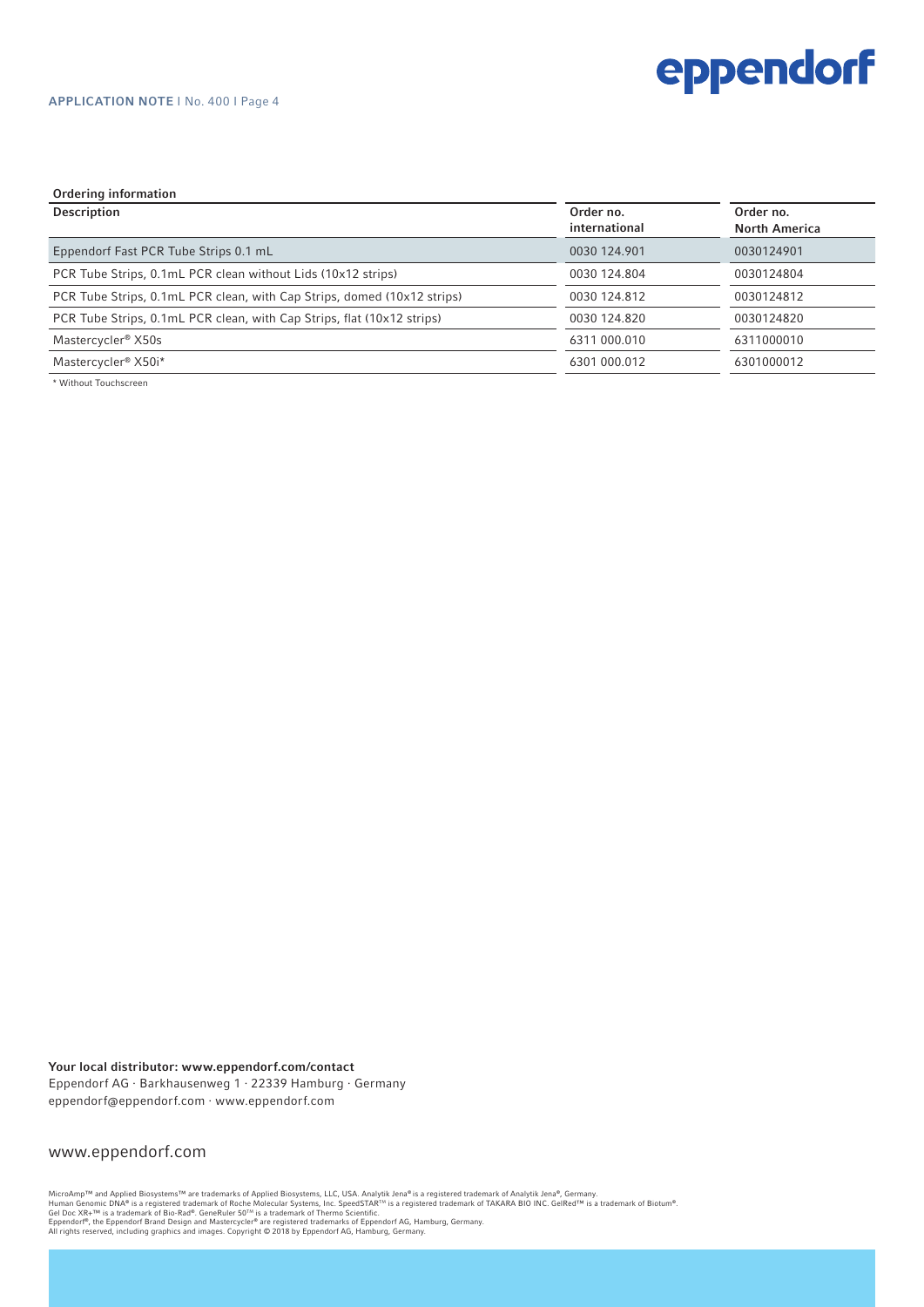**Ordering information**

| Description | Order no. international | Order no. North America |
|---|---|---|
| Eppendorf Fast PCR Tube Strips 0.1 mL | 0030 124.901 | 0030124901 |
| PCR Tube Strips, 0.1mL PCR clean without Lids (10x12 strips) | 0030 124.804 | 0030124804 |
| PCR Tube Strips, 0.1mL PCR clean, with Cap Strips, domed (10x12 strips) | 0030 124.812 | 0030124812 |
| PCR Tube Strips, 0.1mL PCR clean, with Cap Strips, flat (10x12 strips) | 0030 124.820 | 0030124820 |
| Mastercycler® X50s | 6311 000.010 | 6311000010 |
| Mastercycler® X50i* | 6301 000.012 | 6301000012 |

\* Without Touchscreen

**Your local distributor: www.eppendorf.com/contact**
Eppendorf AG · Barkhausenweg 1 · 22339 Hamburg · Germany
eppendorf@eppendorf.com · www.eppendorf.com

www.eppendorf.com

MicroAmp™ and Applied Biosystems™ are trademarks of Applied Biosystems, LLC, USA. Analytik Jena® is a registered trademark of Analytik Jena®, Germany.
Human Genomic DNA® is a registered trademark of Roche Molecular Systems, Inc. SpeedSTAR™ is a registered trademark of TAKARA BIO INC. GelRed™ is a trademark of Biotum®.
Gel Doc XR+™ is a trademark of Bio-Rad®. GeneRuler 50™ is a trademark of Thermo Scientific.
Eppendorf®, the Eppendorf Brand Design and Mastercycler® are registered trademarks of Eppendorf AG, Hamburg, Germany.
All rights reserved, including graphics and images. Copyright © 2018 by Eppendorf AG, Hamburg, Germany.